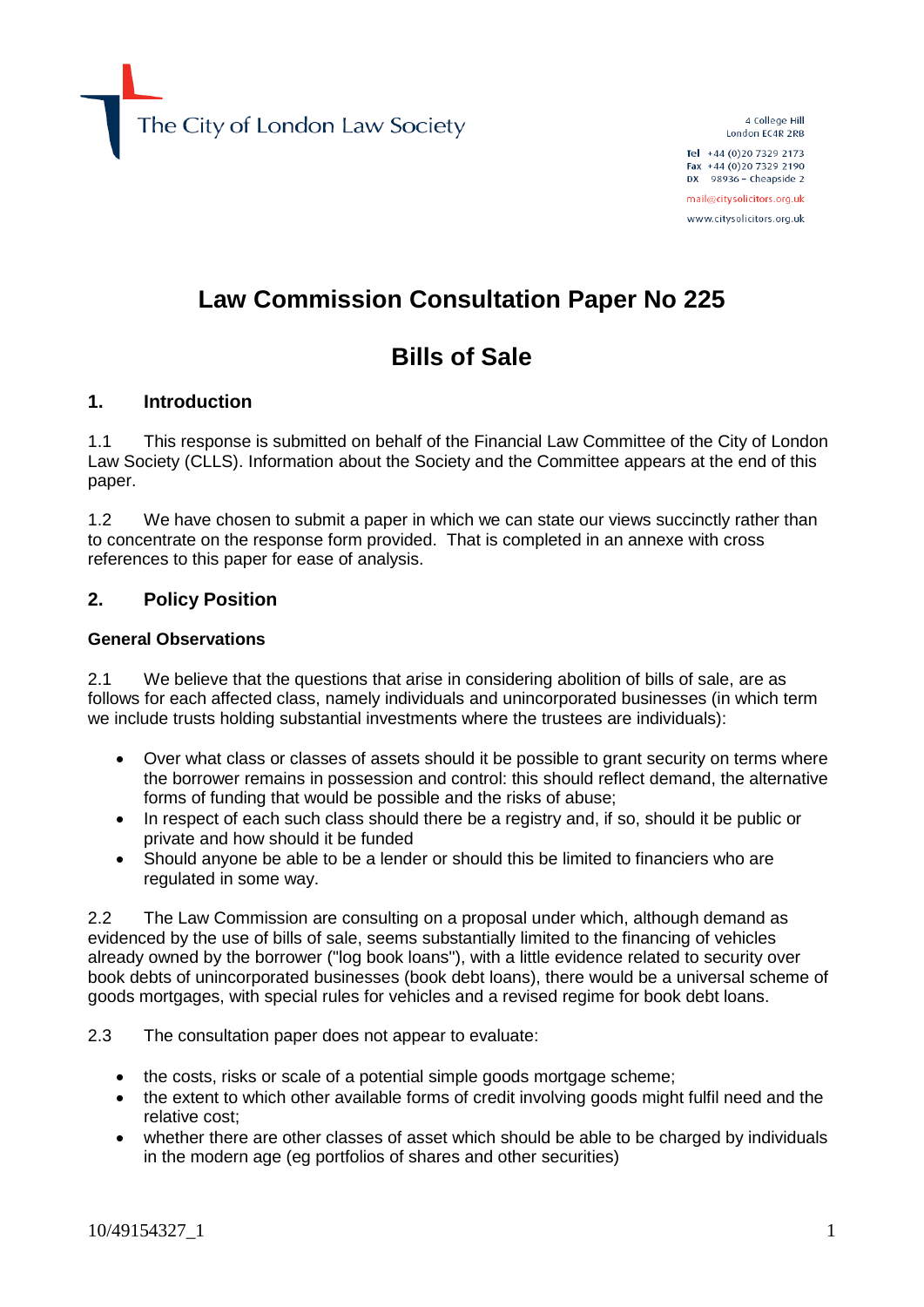The City of London Law Society

4 College Hill
London EC4R 2RB

Tel +44 (0)20 7329 2173
Fax +44 (0)20 7329 2190
DX 98936 – Cheapside 2

mail@citysolicitors.org.uk

www.citysolicitors.org.uk

# Law Commission Consultation Paper No 225

# Bills of Sale

## 1. Introduction

1.1 This response is submitted on behalf of the Financial Law Committee of the City of London Law Society (CLLS). Information about the Society and the Committee appears at the end of this paper.

1.2 We have chosen to submit a paper in which we can state our views succinctly rather than to concentrate on the response form provided. That is completed in an annexe with cross references to this paper for ease of analysis.

## 2. Policy Position

### General Observations

2.1 We believe that the questions that arise in considering abolition of bills of sale, are as follows for each affected class, namely individuals and unincorporated businesses (in which term we include trusts holding substantial investments where the trustees are individuals):

- Over what class or classes of assets should it be possible to grant security on terms where the borrower remains in possession and control: this should reflect demand, the alternative forms of funding that would be possible and the risks of abuse;
- In respect of each such class should there be a registry and, if so, should it be public or private and how should it be funded
- Should anyone be able to be a lender or should this be limited to financiers who are regulated in some way.

2.2 The Law Commission are consulting on a proposal under which, although demand as evidenced by the use of bills of sale, seems substantially limited to the financing of vehicles already owned by the borrower ("log book loans"), with a little evidence related to security over book debts of unincorporated businesses (book debt loans), there would be a universal scheme of goods mortgages, with special rules for vehicles and a revised regime for book debt loans.

2.3 The consultation paper does not appear to evaluate:

- the costs, risks or scale of a potential simple goods mortgage scheme;
- the extent to which other available forms of credit involving goods might fulfil need and the relative cost;
- whether there are other classes of asset which should be able to be charged by individuals in the modern age (eg portfolios of shares and other securities)

10/49154327_1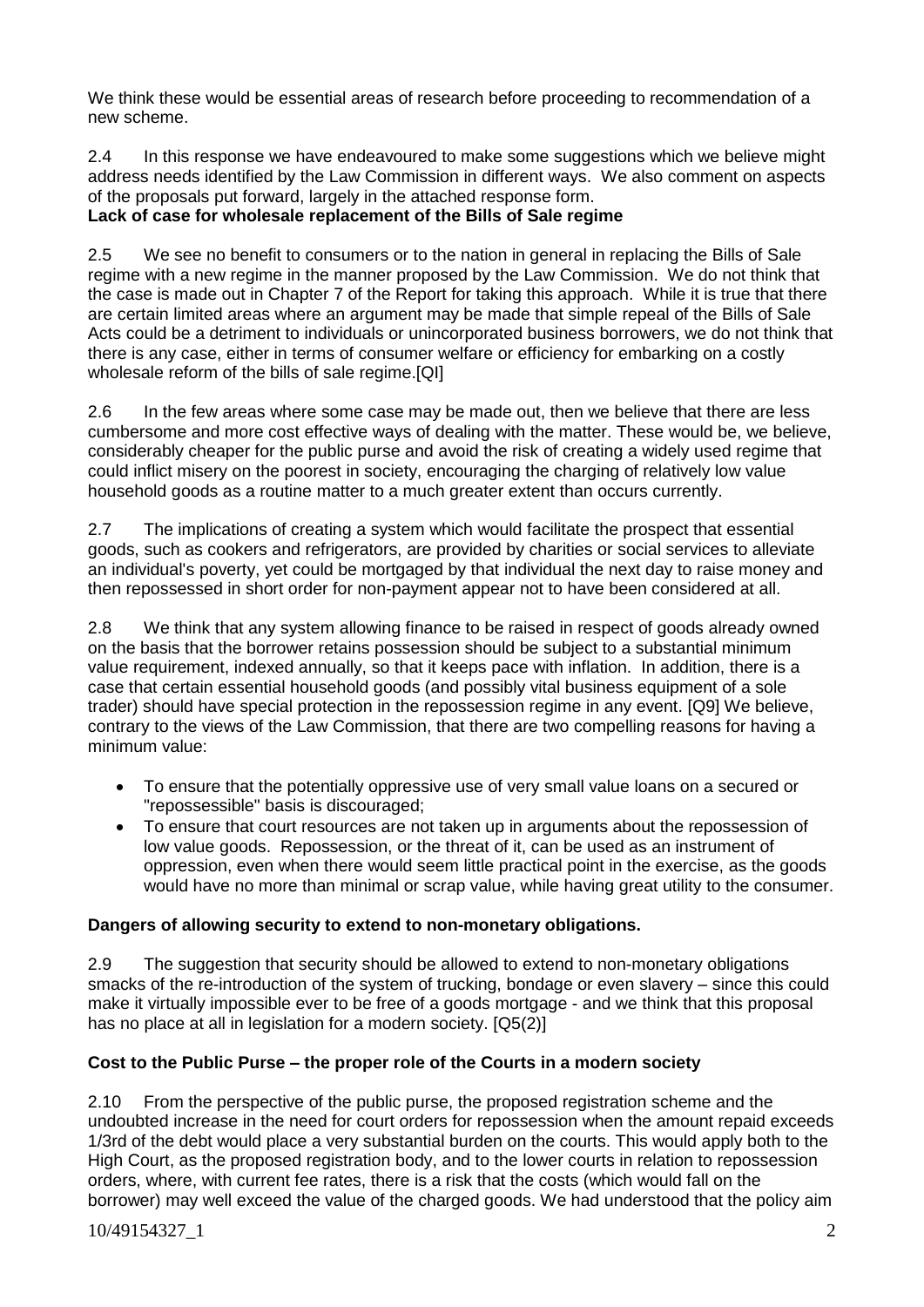We think these would be essential areas of research before proceeding to recommendation of a new scheme.

2.4 In this response we have endeavoured to make some suggestions which we believe might address needs identified by the Law Commission in different ways. We also comment on aspects of the proposals put forward, largely in the attached response form.

**Lack of case for wholesale replacement of the Bills of Sale regime**

2.5 We see no benefit to consumers or to the nation in general in replacing the Bills of Sale regime with a new regime in the manner proposed by the Law Commission. We do not think that the case is made out in Chapter 7 of the Report for taking this approach. While it is true that there are certain limited areas where an argument may be made that simple repeal of the Bills of Sale Acts could be a detriment to individuals or unincorporated business borrowers, we do not think that there is any case, either in terms of consumer welfare or efficiency for embarking on a costly wholesale reform of the bills of sale regime.[QI]

2.6 In the few areas where some case may be made out, then we believe that there are less cumbersome and more cost effective ways of dealing with the matter. These would be, we believe, considerably cheaper for the public purse and avoid the risk of creating a widely used regime that could inflict misery on the poorest in society, encouraging the charging of relatively low value household goods as a routine matter to a much greater extent than occurs currently.

2.7 The implications of creating a system which would facilitate the prospect that essential goods, such as cookers and refrigerators, are provided by charities or social services to alleviate an individual's poverty, yet could be mortgaged by that individual the next day to raise money and then repossessed in short order for non-payment appear not to have been considered at all.

2.8 We think that any system allowing finance to be raised in respect of goods already owned on the basis that the borrower retains possession should be subject to a substantial minimum value requirement, indexed annually, so that it keeps pace with inflation. In addition, there is a case that certain essential household goods (and possibly vital business equipment of a sole trader) should have special protection in the repossession regime in any event. [Q9] We believe, contrary to the views of the Law Commission, that there are two compelling reasons for having a minimum value:

- To ensure that the potentially oppressive use of very small value loans on a secured or "repossessible" basis is discouraged;
- To ensure that court resources are not taken up in arguments about the repossession of low value goods. Repossession, or the threat of it, can be used as an instrument of oppression, even when there would seem little practical point in the exercise, as the goods would have no more than minimal or scrap value, while having great utility to the consumer.

**Dangers of allowing security to extend to non-monetary obligations.**

2.9 The suggestion that security should be allowed to extend to non-monetary obligations smacks of the re-introduction of the system of trucking, bondage or even slavery – since this could make it virtually impossible ever to be free of a goods mortgage - and we think that this proposal has no place at all in legislation for a modern society. [Q5(2)]

**Cost to the Public Purse – the proper role of the Courts in a modern society**

2.10 From the perspective of the public purse, the proposed registration scheme and the undoubted increase in the need for court orders for repossession when the amount repaid exceeds 1/3rd of the debt would place a very substantial burden on the courts. This would apply both to the High Court, as the proposed registration body, and to the lower courts in relation to repossession orders, where, with current fee rates, there is a risk that the costs (which would fall on the borrower) may well exceed the value of the charged goods. We had understood that the policy aim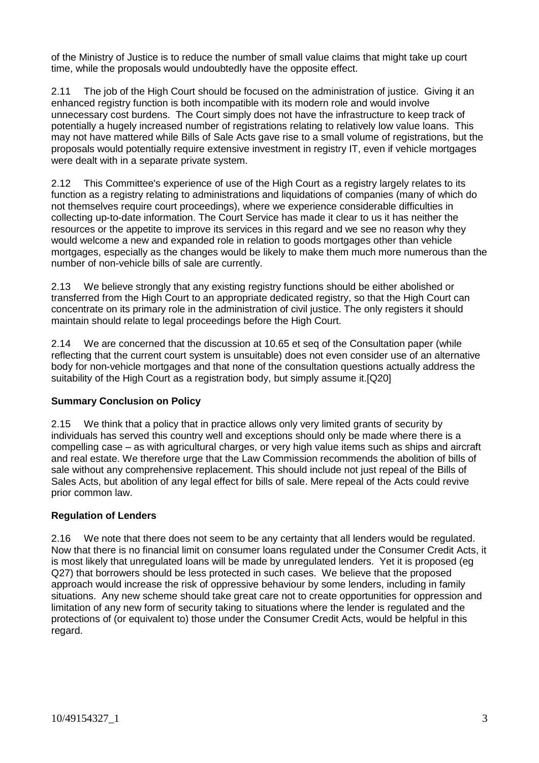of the Ministry of Justice is to reduce the number of small value claims that might take up court time, while the proposals would undoubtedly have the opposite effect.

2.11 The job of the High Court should be focused on the administration of justice. Giving it an enhanced registry function is both incompatible with its modern role and would involve unnecessary cost burdens. The Court simply does not have the infrastructure to keep track of potentially a hugely increased number of registrations relating to relatively low value loans. This may not have mattered while Bills of Sale Acts gave rise to a small volume of registrations, but the proposals would potentially require extensive investment in registry IT, even if vehicle mortgages were dealt with in a separate private system.

2.12 This Committee's experience of use of the High Court as a registry largely relates to its function as a registry relating to administrations and liquidations of companies (many of which do not themselves require court proceedings), where we experience considerable difficulties in collecting up-to-date information. The Court Service has made it clear to us it has neither the resources or the appetite to improve its services in this regard and we see no reason why they would welcome a new and expanded role in relation to goods mortgages other than vehicle mortgages, especially as the changes would be likely to make them much more numerous than the number of non-vehicle bills of sale are currently.

2.13 We believe strongly that any existing registry functions should be either abolished or transferred from the High Court to an appropriate dedicated registry, so that the High Court can concentrate on its primary role in the administration of civil justice. The only registers it should maintain should relate to legal proceedings before the High Court.

2.14 We are concerned that the discussion at 10.65 et seq of the Consultation paper (while reflecting that the current court system is unsuitable) does not even consider use of an alternative body for non-vehicle mortgages and that none of the consultation questions actually address the suitability of the High Court as a registration body, but simply assume it.[Q20]

**Summary Conclusion on Policy**

2.15 We think that a policy that in practice allows only very limited grants of security by individuals has served this country well and exceptions should only be made where there is a compelling case – as with agricultural charges, or very high value items such as ships and aircraft and real estate. We therefore urge that the Law Commission recommends the abolition of bills of sale without any comprehensive replacement. This should include not just repeal of the Bills of Sales Acts, but abolition of any legal effect for bills of sale. Mere repeal of the Acts could revive prior common law.

**Regulation of Lenders**

2.16 We note that there does not seem to be any certainty that all lenders would be regulated. Now that there is no financial limit on consumer loans regulated under the Consumer Credit Acts, it is most likely that unregulated loans will be made by unregulated lenders. Yet it is proposed (eg Q27) that borrowers should be less protected in such cases. We believe that the proposed approach would increase the risk of oppressive behaviour by some lenders, including in family situations. Any new scheme should take great care not to create opportunities for oppression and limitation of any new form of security taking to situations where the lender is regulated and the protections of (or equivalent to) those under the Consumer Credit Acts, would be helpful in this regard.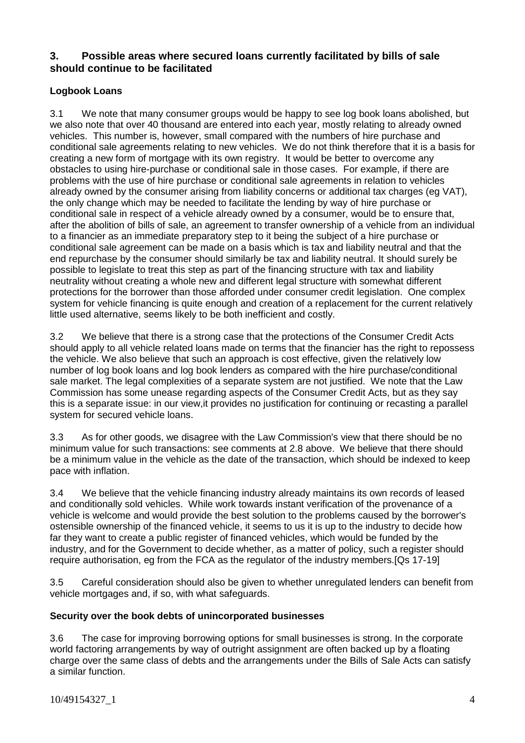## 3. Possible areas where secured loans currently facilitated by bills of sale should continue to be facilitated

### Logbook Loans

3.1 We note that many consumer groups would be happy to see log book loans abolished, but we also note that over 40 thousand are entered into each year, mostly relating to already owned vehicles. This number is, however, small compared with the numbers of hire purchase and conditional sale agreements relating to new vehicles. We do not think therefore that it is a basis for creating a new form of mortgage with its own registry. It would be better to overcome any obstacles to using hire-purchase or conditional sale in those cases. For example, if there are problems with the use of hire purchase or conditional sale agreements in relation to vehicles already owned by the consumer arising from liability concerns or additional tax charges (eg VAT), the only change which may be needed to facilitate the lending by way of hire purchase or conditional sale in respect of a vehicle already owned by a consumer, would be to ensure that, after the abolition of bills of sale, an agreement to transfer ownership of a vehicle from an individual to a financier as an immediate preparatory step to it being the subject of a hire purchase or conditional sale agreement can be made on a basis which is tax and liability neutral and that the end repurchase by the consumer should similarly be tax and liability neutral. It should surely be possible to legislate to treat this step as part of the financing structure with tax and liability neutrality without creating a whole new and different legal structure with somewhat different protections for the borrower than those afforded under consumer credit legislation. One complex system for vehicle financing is quite enough and creation of a replacement for the current relatively little used alternative, seems likely to be both inefficient and costly.

3.2 We believe that there is a strong case that the protections of the Consumer Credit Acts should apply to all vehicle related loans made on terms that the financier has the right to repossess the vehicle. We also believe that such an approach is cost effective, given the relatively low number of log book loans and log book lenders as compared with the hire purchase/conditional sale market. The legal complexities of a separate system are not justified. We note that the Law Commission has some unease regarding aspects of the Consumer Credit Acts, but as they say this is a separate issue: in our view,it provides no justification for continuing or recasting a parallel system for secured vehicle loans.

3.3 As for other goods, we disagree with the Law Commission's view that there should be no minimum value for such transactions: see comments at 2.8 above. We believe that there should be a minimum value in the vehicle as the date of the transaction, which should be indexed to keep pace with inflation.

3.4 We believe that the vehicle financing industry already maintains its own records of leased and conditionally sold vehicles. While work towards instant verification of the provenance of a vehicle is welcome and would provide the best solution to the problems caused by the borrower's ostensible ownership of the financed vehicle, it seems to us it is up to the industry to decide how far they want to create a public register of financed vehicles, which would be funded by the industry, and for the Government to decide whether, as a matter of policy, such a register should require authorisation, eg from the FCA as the regulator of the industry members.[Qs 17-19]

3.5 Careful consideration should also be given to whether unregulated lenders can benefit from vehicle mortgages and, if so, with what safeguards.

### Security over the book debts of unincorporated businesses

3.6 The case for improving borrowing options for small businesses is strong. In the corporate world factoring arrangements by way of outright assignment are often backed up by a floating charge over the same class of debts and the arrangements under the Bills of Sale Acts can satisfy a similar function.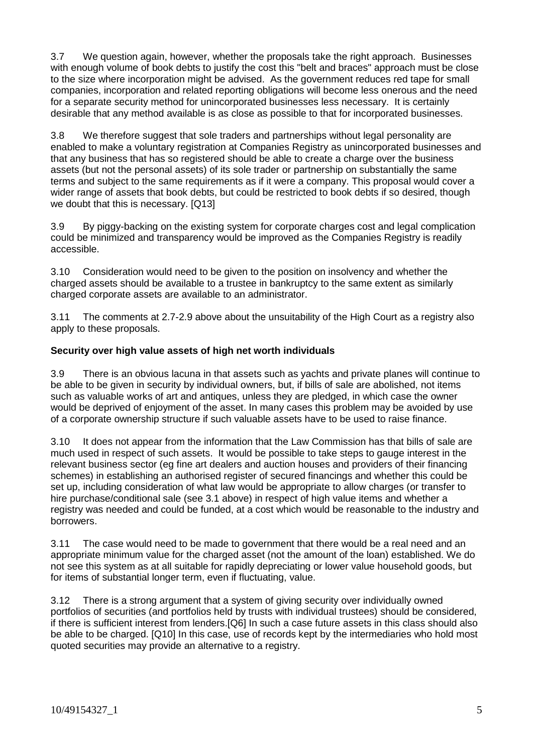3.7 We question again, however, whether the proposals take the right approach. Businesses with enough volume of book debts to justify the cost this "belt and braces" approach must be close to the size where incorporation might be advised. As the government reduces red tape for small companies, incorporation and related reporting obligations will become less onerous and the need for a separate security method for unincorporated businesses less necessary. It is certainly desirable that any method available is as close as possible to that for incorporated businesses.

3.8 We therefore suggest that sole traders and partnerships without legal personality are enabled to make a voluntary registration at Companies Registry as unincorporated businesses and that any business that has so registered should be able to create a charge over the business assets (but not the personal assets) of its sole trader or partnership on substantially the same terms and subject to the same requirements as if it were a company. This proposal would cover a wider range of assets that book debts, but could be restricted to book debts if so desired, though we doubt that this is necessary. [Q13]

3.9 By piggy-backing on the existing system for corporate charges cost and legal complication could be minimized and transparency would be improved as the Companies Registry is readily accessible.

3.10 Consideration would need to be given to the position on insolvency and whether the charged assets should be available to a trustee in bankruptcy to the same extent as similarly charged corporate assets are available to an administrator.

3.11 The comments at 2.7-2.9 above about the unsuitability of the High Court as a registry also apply to these proposals.

**Security over high value assets of high net worth individuals**

3.9 There is an obvious lacuna in that assets such as yachts and private planes will continue to be able to be given in security by individual owners, but, if bills of sale are abolished, not items such as valuable works of art and antiques, unless they are pledged, in which case the owner would be deprived of enjoyment of the asset. In many cases this problem may be avoided by use of a corporate ownership structure if such valuable assets have to be used to raise finance.

3.10 It does not appear from the information that the Law Commission has that bills of sale are much used in respect of such assets. It would be possible to take steps to gauge interest in the relevant business sector (eg fine art dealers and auction houses and providers of their financing schemes) in establishing an authorised register of secured financings and whether this could be set up, including consideration of what law would be appropriate to allow charges (or transfer to hire purchase/conditional sale (see 3.1 above) in respect of high value items and whether a registry was needed and could be funded, at a cost which would be reasonable to the industry and borrowers.

3.11 The case would need to be made to government that there would be a real need and an appropriate minimum value for the charged asset (not the amount of the loan) established. We do not see this system as at all suitable for rapidly depreciating or lower value household goods, but for items of substantial longer term, even if fluctuating, value.

3.12 There is a strong argument that a system of giving security over individually owned portfolios of securities (and portfolios held by trusts with individual trustees) should be considered, if there is sufficient interest from lenders.[Q6] In such a case future assets in this class should also be able to be charged. [Q10] In this case, use of records kept by the intermediaries who hold most quoted securities may provide an alternative to a registry.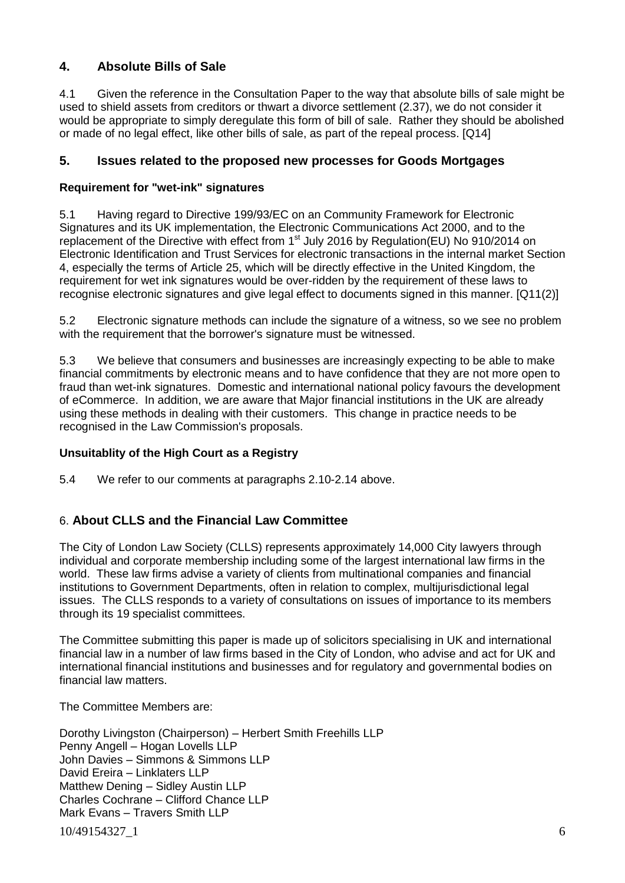## 4. Absolute Bills of Sale

4.1 Given the reference in the Consultation Paper to the way that absolute bills of sale might be used to shield assets from creditors or thwart a divorce settlement (2.37), we do not consider it would be appropriate to simply deregulate this form of bill of sale. Rather they should be abolished or made of no legal effect, like other bills of sale, as part of the repeal process. [Q14]

## 5. Issues related to the proposed new processes for Goods Mortgages

**Requirement for "wet-ink" signatures**

5.1 Having regard to Directive 199/93/EC on an Community Framework for Electronic Signatures and its UK implementation, the Electronic Communications Act 2000, and to the replacement of the Directive with effect from 1st July 2016 by Regulation(EU) No 910/2014 on Electronic Identification and Trust Services for electronic transactions in the internal market Section 4, especially the terms of Article 25, which will be directly effective in the United Kingdom, the requirement for wet ink signatures would be over-ridden by the requirement of these laws to recognise electronic signatures and give legal effect to documents signed in this manner. [Q11(2)]

5.2 Electronic signature methods can include the signature of a witness, so we see no problem with the requirement that the borrower's signature must be witnessed.

5.3 We believe that consumers and businesses are increasingly expecting to be able to make financial commitments by electronic means and to have confidence that they are not more open to fraud than wet-ink signatures. Domestic and international national policy favours the development of eCommerce. In addition, we are aware that Major financial institutions in the UK are already using these methods in dealing with their customers. This change in practice needs to be recognised in the Law Commission's proposals.

**Unsuitablity of the High Court as a Registry**

5.4 We refer to our comments at paragraphs 2.10-2.14 above.

## 6. About CLLS and the Financial Law Committee

The City of London Law Society (CLLS) represents approximately 14,000 City lawyers through individual and corporate membership including some of the largest international law firms in the world. These law firms advise a variety of clients from multinational companies and financial institutions to Government Departments, often in relation to complex, multijurisdictional legal issues. The CLLS responds to a variety of consultations on issues of importance to its members through its 19 specialist committees.

The Committee submitting this paper is made up of solicitors specialising in UK and international financial law in a number of law firms based in the City of London, who advise and act for UK and international financial institutions and businesses and for regulatory and governmental bodies on financial law matters.

The Committee Members are:

Dorothy Livingston (Chairperson) – Herbert Smith Freehills LLP
Penny Angell – Hogan Lovells LLP
John Davies – Simmons & Simmons LLP
David Ereira – Linklaters LLP
Matthew Dening – Sidley Austin LLP
Charles Cochrane – Clifford Chance LLP
Mark Evans – Travers Smith LLP

10/49154327_1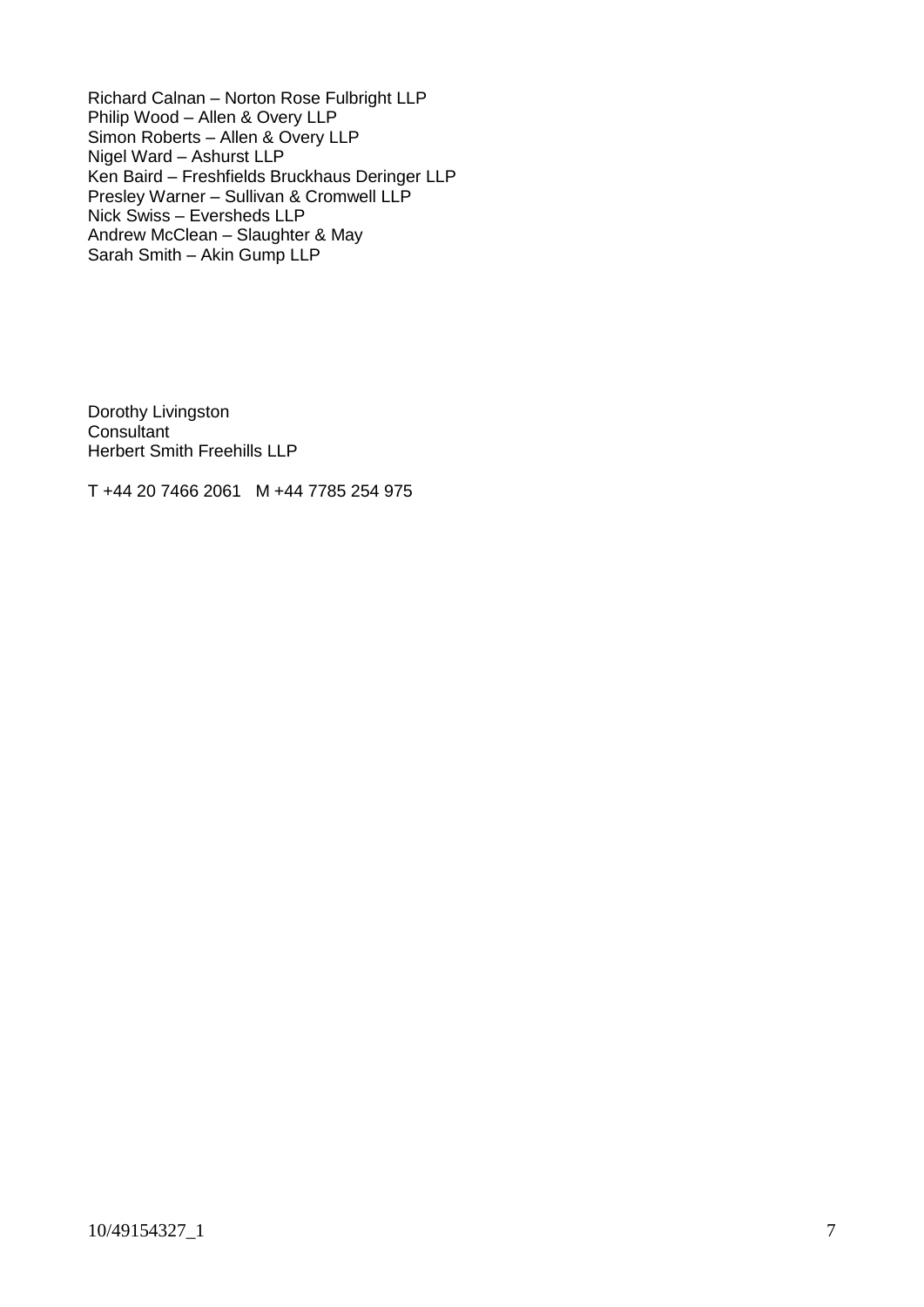Richard Calnan – Norton Rose Fulbright LLP
Philip Wood – Allen & Overy LLP
Simon Roberts – Allen & Overy LLP
Nigel Ward – Ashurst LLP
Ken Baird – Freshfields Bruckhaus Deringer LLP
Presley Warner – Sullivan & Cromwell LLP
Nick Swiss – Eversheds LLP
Andrew McClean – Slaughter & May
Sarah Smith – Akin Gump LLP

Dorothy Livingston
Consultant
Herbert Smith Freehills LLP

T +44 20 7466 2061   M +44 7785 254 975

10/49154327_1